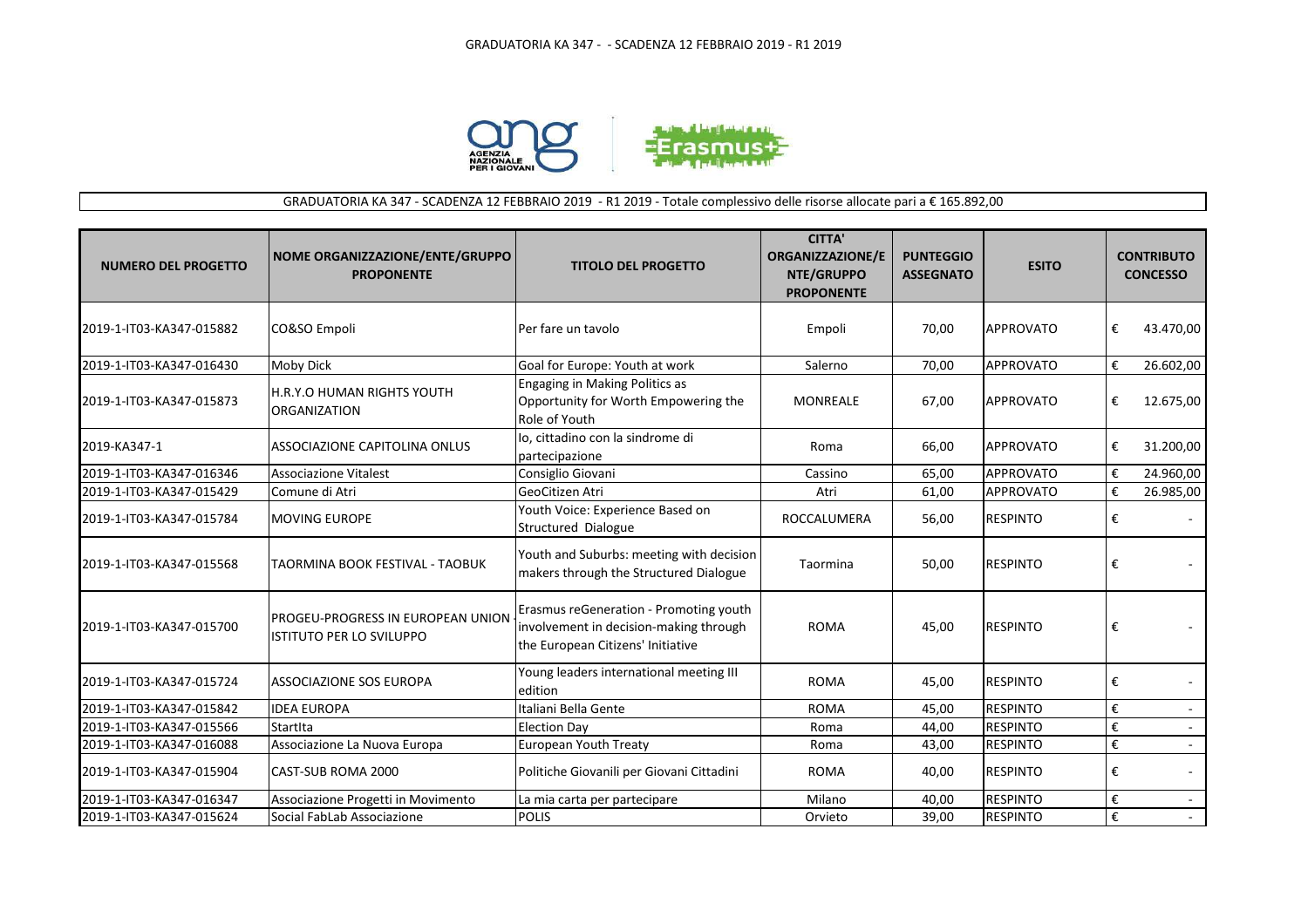GRADUATORIA KA 347 - - SCADENZA 12 FEBBRAIO 2019 - R1 2019

GRADUATORIA KA 347 - SCADENZA 12 FEBBRAIO 2019 - R1 2019 - Totale complessivo delle risorse allocate pari a € 165.892,00

| NUMERO DEL PROGETTO | NOME ORGANIZZAZIONE/ENTE/GRUPPO PROPONENTE | TITOLO DEL PROGETTO | CITTA' ORGANIZZAZIONE/ENTE/GRUPPO PROPONENTE | PUNTEGGIO ASSEGNATO | ESITO | CONTRIBUTO CONCESSO |
|---|---|---|---|---|---|---|
| 2019-1-IT03-KA347-015882 | CO&SO Empoli | Per fare un tavolo | Empoli | 70,00 | APPROVATO | € 43.470,00 |
| 2019-1-IT03-KA347-016430 | Moby Dick | Goal for Europe: Youth at work | Salerno | 70,00 | APPROVATO | € 26.602,00 |
| 2019-1-IT03-KA347-015873 | H.R.Y.O HUMAN RIGHTS YOUTH ORGANIZATION | Engaging in Making Politics as Opportunity for Worth Empowering the Role of Youth | MONREALE | 67,00 | APPROVATO | € 12.675,00 |
| 2019-KA347-1 | ASSOCIAZIONE CAPITOLINA ONLUS | Io, cittadino con la sindrome di partecipazione | Roma | 66,00 | APPROVATO | € 31.200,00 |
| 2019-1-IT03-KA347-016346 | Associazione Vitalest | Consiglio Giovani | Cassino | 65,00 | APPROVATO | € 24.960,00 |
| 2019-1-IT03-KA347-015429 | Comune di Atri | GeoCitizen Atri | Atri | 61,00 | APPROVATO | € 26.985,00 |
| 2019-1-IT03-KA347-015784 | MOVING EUROPE | Youth Voice: Experience Based on Structured Dialogue | ROCCALUMERA | 56,00 | RESPINTO | € - |
| 2019-1-IT03-KA347-015568 | TAORMINA BOOK FESTIVAL - TAOBUK | Youth and Suburbs: meeting with decision makers through the Structured Dialogue | Taormina | 50,00 | RESPINTO | € - |
| 2019-1-IT03-KA347-015700 | PROGEU-PROGRESS IN EUROPEAN UNION - ISTITUTO PER LO SVILUPPO | Erasmus reGeneration - Promoting youth involvement in decision-making through the European Citizens' Initiative | ROMA | 45,00 | RESPINTO | € - |
| 2019-1-IT03-KA347-015724 | ASSOCIAZIONE SOS EUROPA | Young leaders international meeting III edition | ROMA | 45,00 | RESPINTO | € - |
| 2019-1-IT03-KA347-015842 | IDEA EUROPA | Italiani Bella Gente | ROMA | 45,00 | RESPINTO | € - |
| 2019-1-IT03-KA347-015566 | StartIta | Election Day | Roma | 44,00 | RESPINTO | € - |
| 2019-1-IT03-KA347-016088 | Associazione La Nuova Europa | European Youth Treaty | Roma | 43,00 | RESPINTO | € - |
| 2019-1-IT03-KA347-015904 | CAST-SUB ROMA 2000 | Politiche Giovanili per Giovani Cittadini | ROMA | 40,00 | RESPINTO | € - |
| 2019-1-IT03-KA347-016347 | Associazione Progetti in Movimento | La mia carta per partecipare | Milano | 40,00 | RESPINTO | € - |
| 2019-1-IT03-KA347-015624 | Social FabLab Associazione | POLIS | Orvieto | 39,00 | RESPINTO | € - |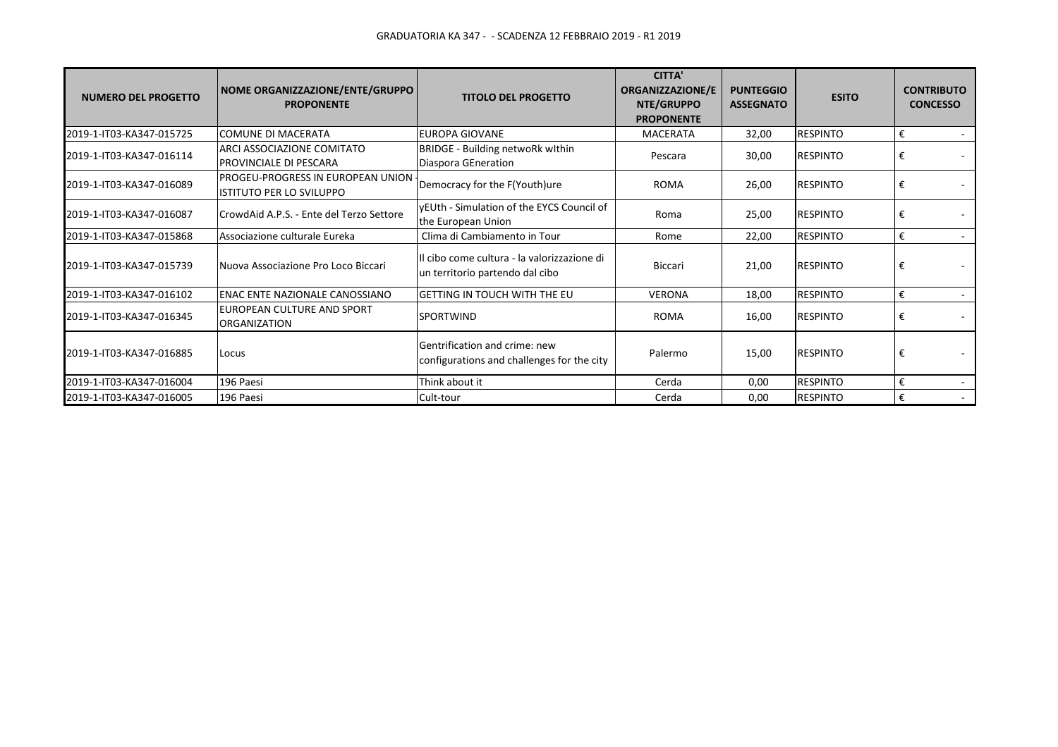GRADUATORIA KA 347 - - SCADENZA 12 FEBBRAIO 2019 - R1 2019

| NUMERO DEL PROGETTO | NOME ORGANIZZAZIONE/ENTE/GRUPPO PROPONENTE | TITOLO DEL PROGETTO | CITTA' ORGANIZZAZIONE/ENTE/GRUPPO PROPONENTE | PUNTEGGIO ASSEGNATO | ESITO | CONTRIBUTO CONCESSO |
|---|---|---|---|---|---|---|
| 2019-1-IT03-KA347-015725 | COMUNE DI MACERATA | EUROPA GIOVANE | MACERATA | 32,00 | RESPINTO | € - |
| 2019-1-IT03-KA347-016114 | ARCI ASSOCIAZIONE COMITATO PROVINCIALE DI PESCARA | BRIDGE - Building netwoRk wIthin Diaspora GEneration | Pescara | 30,00 | RESPINTO | € - |
| 2019-1-IT03-KA347-016089 | PROGEU-PROGRESS IN EUROPEAN UNION - ISTITUTO PER LO SVILUPPO | Democracy for the F(Youth)ure | ROMA | 26,00 | RESPINTO | € - |
| 2019-1-IT03-KA347-016087 | CrowdAid A.P.S. - Ente del Terzo Settore | yEUth - Simulation of the EYCS Council of the European Union | Roma | 25,00 | RESPINTO | € - |
| 2019-1-IT03-KA347-015868 | Associazione culturale Eureka | Clima di Cambiamento in Tour | Rome | 22,00 | RESPINTO | € - |
| 2019-1-IT03-KA347-015739 | Nuova Associazione Pro Loco Biccari | Il cibo come cultura - la valorizzazione di un territorio partendo dal cibo | Biccari | 21,00 | RESPINTO | € - |
| 2019-1-IT03-KA347-016102 | ENAC ENTE NAZIONALE CANOSSIANO | GETTING IN TOUCH WITH THE EU | VERONA | 18,00 | RESPINTO | € - |
| 2019-1-IT03-KA347-016345 | EUROPEAN CULTURE AND SPORT ORGANIZATION | SPORTWIND | ROMA | 16,00 | RESPINTO | € - |
| 2019-1-IT03-KA347-016885 | Locus | Gentrification and crime: new configurations and challenges for the city | Palermo | 15,00 | RESPINTO | € - |
| 2019-1-IT03-KA347-016004 | 196 Paesi | Think about it | Cerda | 0,00 | RESPINTO | € - |
| 2019-1-IT03-KA347-016005 | 196 Paesi | Cult-tour | Cerda | 0,00 | RESPINTO | € - |